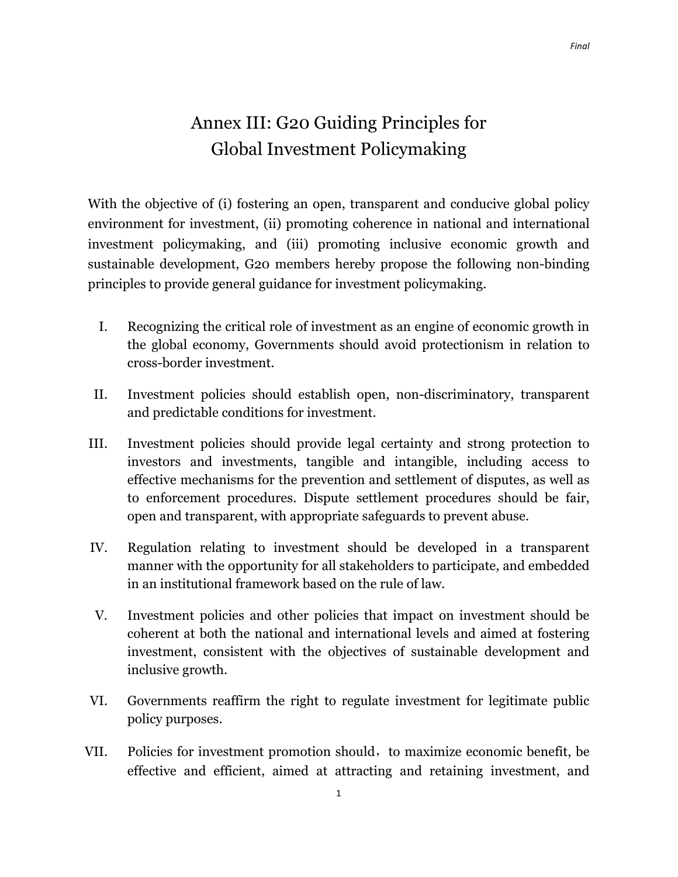# Annex III: G20 Guiding Principles for Global Investment Policymaking

With the objective of (i) fostering an open, transparent and conducive global policy environment for investment, (ii) promoting coherence in national and international investment policymaking, and (iii) promoting inclusive economic growth and sustainable development, G20 members hereby propose the following non-binding principles to provide general guidance for investment policymaking.

I. Recognizing the critical role of investment as an engine of economic growth in the global economy, Governments should avoid protectionism in relation to cross-border investment.

II. Investment policies should establish open, non-discriminatory, transparent and predictable conditions for investment.

III. Investment policies should provide legal certainty and strong protection to investors and investments, tangible and intangible, including access to effective mechanisms for the prevention and settlement of disputes, as well as to enforcement procedures. Dispute settlement procedures should be fair, open and transparent, with appropriate safeguards to prevent abuse.

IV. Regulation relating to investment should be developed in a transparent manner with the opportunity for all stakeholders to participate, and embedded in an institutional framework based on the rule of law.

V. Investment policies and other policies that impact on investment should be coherent at both the national and international levels and aimed at fostering investment, consistent with the objectives of sustainable development and inclusive growth.

VI. Governments reaffirm the right to regulate investment for legitimate public policy purposes.

VII. Policies for investment promotion should，to maximize economic benefit, be effective and efficient, aimed at attracting and retaining investment, and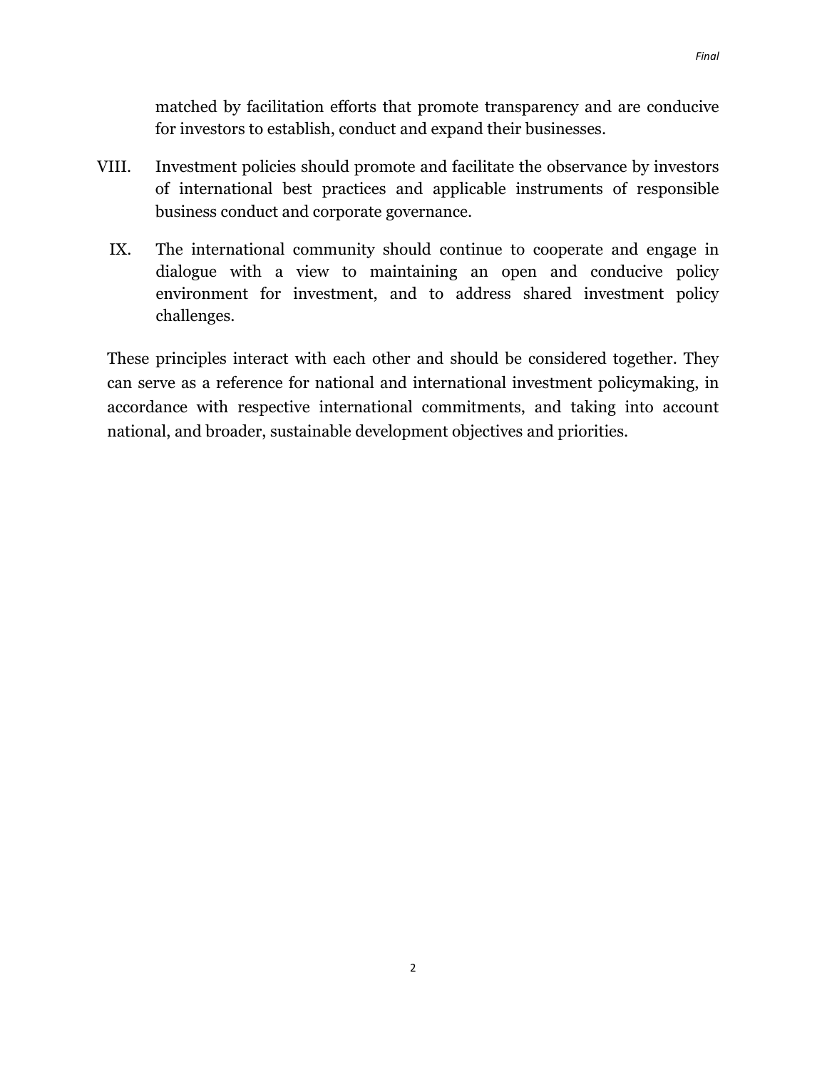matched by facilitation efforts that promote transparency and are conducive for investors to establish, conduct and expand their businesses.

VIII. Investment policies should promote and facilitate the observance by investors of international best practices and applicable instruments of responsible business conduct and corporate governance.

IX. The international community should continue to cooperate and engage in dialogue with a view to maintaining an open and conducive policy environment for investment, and to address shared investment policy challenges.

These principles interact with each other and should be considered together. They can serve as a reference for national and international investment policymaking, in accordance with respective international commitments, and taking into account national, and broader, sustainable development objectives and priorities.